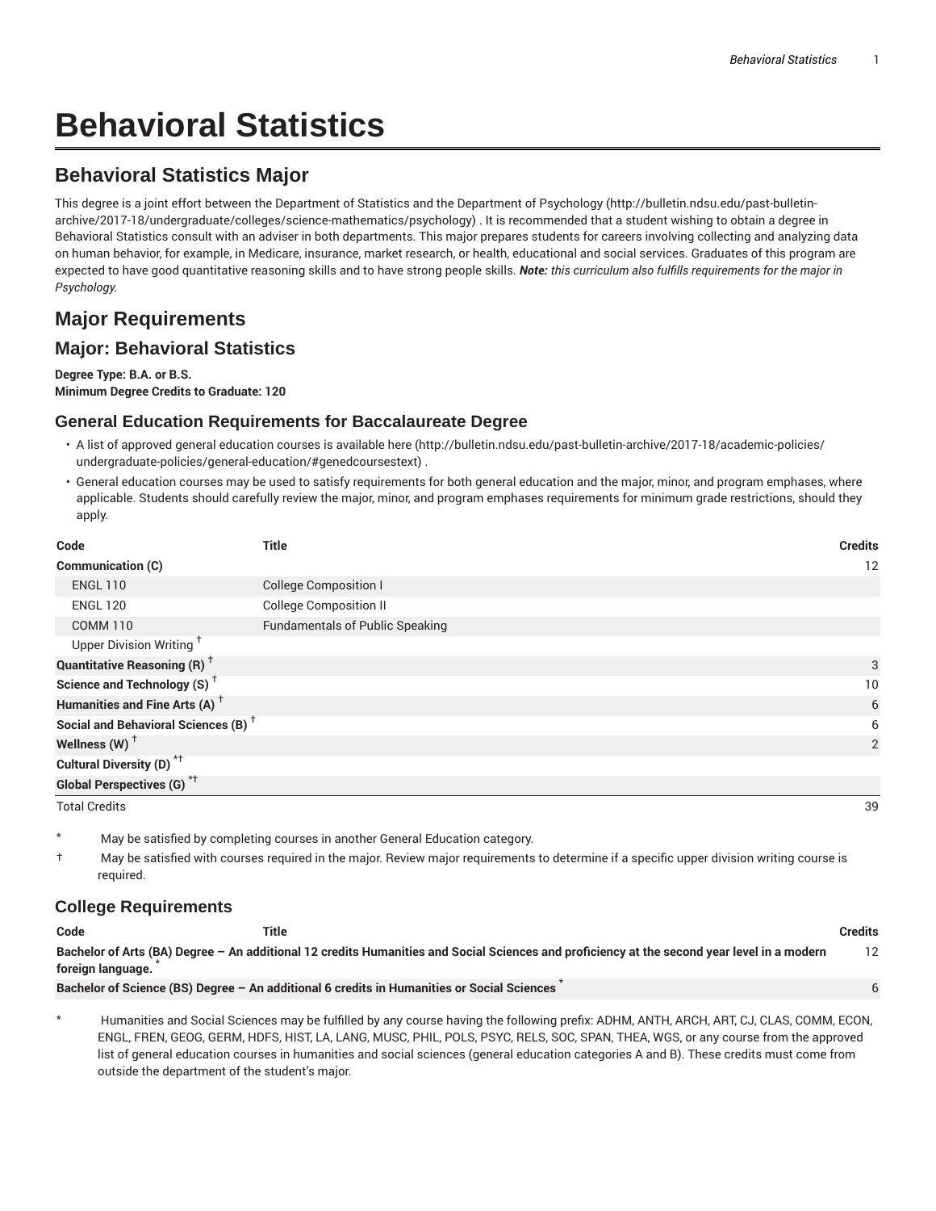# Behavioral Statistics

## Behavioral Statistics Major

This degree is a joint effort between the Department of Statistics and the Department of Psychology (http://bulletin.ndsu.edu/past-bulletin-archive/2017-18/undergraduate/colleges/science-mathematics/psychology) . It is recommended that a student wishing to obtain a degree in Behavioral Statistics consult with an adviser in both departments. This major prepares students for careers involving collecting and analyzing data on human behavior, for example, in Medicare, insurance, market research, or health, educational and social services. Graduates of this program are expected to have good quantitative reasoning skills and to have strong people skills. ***Note:** this curriculum also fulfills requirements for the major in Psychology.*

## Major Requirements

### Major: Behavioral Statistics

**Degree Type: B.A. or B.S.**
**Minimum Degree Credits to Graduate: 120**

### General Education Requirements for Baccalaureate Degree

- A list of approved general education courses is available here (http://bulletin.ndsu.edu/past-bulletin-archive/2017-18/academic-policies/undergraduate-policies/general-education/#genedcoursestext) .
- General education courses may be used to satisfy requirements for both general education and the major, minor, and program emphases, where applicable. Students should carefully review the major, minor, and program emphases requirements for minimum grade restrictions, should they apply.

| Code | Title | Credits |
|---|---|---|
| **Communication (C)** | | 12 |
| ENGL 110 | College Composition I | |
| ENGL 120 | College Composition II | |
| COMM 110 | Fundamentals of Public Speaking | |
| Upper Division Writing † | | |
| **Quantitative Reasoning (R) †** | | 3 |
| **Science and Technology (S) †** | | 10 |
| **Humanities and Fine Arts (A) †** | | 6 |
| **Social and Behavioral Sciences (B) †** | | 6 |
| **Wellness (W) †** | | 2 |
| **Cultural Diversity (D) *†** | | |
| **Global Perspectives (G) *†** | | |
| Total Credits | | 39 |

\* May be satisfied by completing courses in another General Education category.

† May be satisfied with courses required in the major. Review major requirements to determine if a specific upper division writing course is required.

### College Requirements

| Code | Title | Credits |
|---|---|---|
| **Bachelor of Arts (BA) Degree – An additional 12 credits Humanities and Social Sciences and proficiency at the second year level in a modern foreign language. *** | | 12 |
| **Bachelor of Science (BS) Degree – An additional 6 credits in Humanities or Social Sciences *** | | 6 |

\* Humanities and Social Sciences may be fulfilled by any course having the following prefix: ADHM, ANTH, ARCH, ART, CJ, CLAS, COMM, ECON, ENGL, FREN, GEOG, GERM, HDFS, HIST, LA, LANG, MUSC, PHIL, POLS, PSYC, RELS, SOC, SPAN, THEA, WGS, or any course from the approved list of general education courses in humanities and social sciences (general education categories A and B). These credits must come from outside the department of the student's major.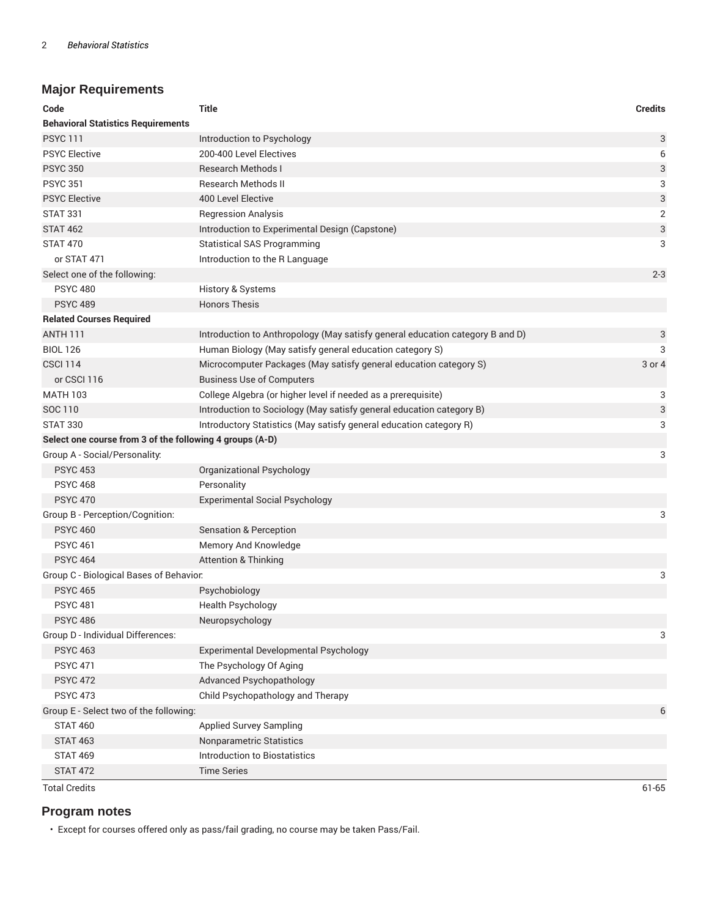## Major Requirements

| Code | Title | Credits |
|---|---|---|
| **Behavioral Statistics Requirements** | | |
| PSYC 111 | Introduction to Psychology | 3 |
| PSYC Elective | 200-400 Level Electives | 6 |
| PSYC 350 | Research Methods I | 3 |
| PSYC 351 | Research Methods II | 3 |
| PSYC Elective | 400 Level Elective | 3 |
| STAT 331 | Regression Analysis | 2 |
| STAT 462 | Introduction to Experimental Design (Capstone) | 3 |
| STAT 470 | Statistical SAS Programming | 3 |
| or STAT 471 | Introduction to the R Language | |
| Select one of the following: | | 2-3 |
| PSYC 480 | History & Systems | |
| PSYC 489 | Honors Thesis | |
| **Related Courses Required** | | |
| ANTH 111 | Introduction to Anthropology (May satisfy general education category B and D) | 3 |
| BIOL 126 | Human Biology (May satisfy general education category S) | 3 |
| CSCI 114 | Microcomputer Packages (May satisfy general education category S) | 3 or 4 |
| or CSCI 116 | Business Use of Computers | |
| MATH 103 | College Algebra (or higher level if needed as a prerequisite) | 3 |
| SOC 110 | Introduction to Sociology (May satisfy general education category B) | 3 |
| STAT 330 | Introductory Statistics (May satisfy general education category R) | 3 |
| **Select one course from 3 of the following 4 groups (A-D)** | | |
| Group A - Social/Personality: | | 3 |
| PSYC 453 | Organizational Psychology | |
| PSYC 468 | Personality | |
| PSYC 470 | Experimental Social Psychology | |
| Group B - Perception/Cognition: | | 3 |
| PSYC 460 | Sensation & Perception | |
| PSYC 461 | Memory And Knowledge | |
| PSYC 464 | Attention & Thinking | |
| Group C - Biological Bases of Behavior: | | 3 |
| PSYC 465 | Psychobiology | |
| PSYC 481 | Health Psychology | |
| PSYC 486 | Neuropsychology | |
| Group D - Individual Differences: | | 3 |
| PSYC 463 | Experimental Developmental Psychology | |
| PSYC 471 | The Psychology Of Aging | |
| PSYC 472 | Advanced Psychopathology | |
| PSYC 473 | Child Psychopathology and Therapy | |
| Group E - Select two of the following: | | 6 |
| STAT 460 | Applied Survey Sampling | |
| STAT 463 | Nonparametric Statistics | |
| STAT 469 | Introduction to Biostatistics | |
| STAT 472 | Time Series | |
| Total Credits | | 61-65 |

## Program notes

- Except for courses offered only as pass/fail grading, no course may be taken Pass/Fail.